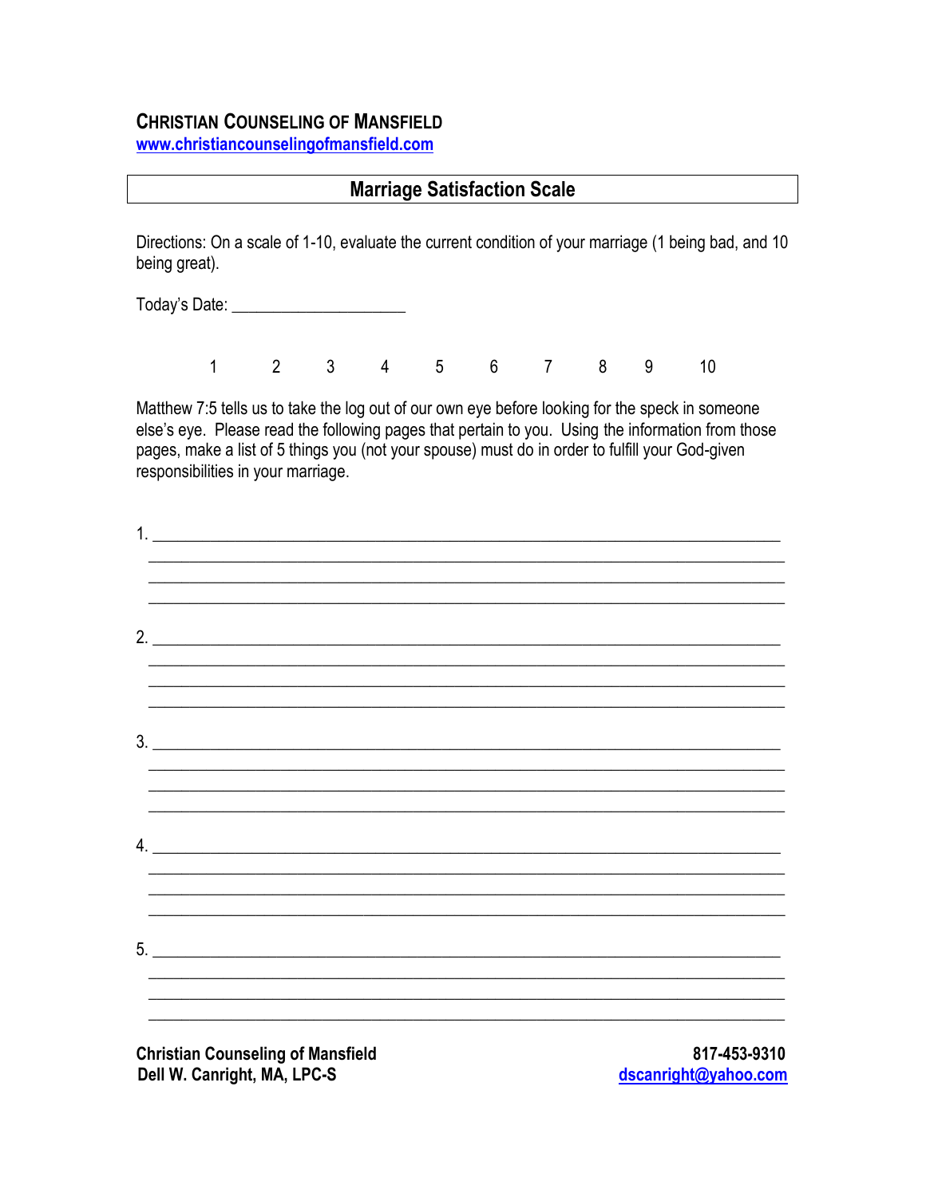**CHRISTIAN COUNSELING OF MANSFIELD**
[www.christiancounselingofmansfield.com](http://www.christiancounselingofmansfield.com)

## Marriage Satisfaction Scale

Directions: On a scale of 1-10, evaluate the current condition of your marriage (1 being bad, and 10 being great).

Today's Date: ____________________

1 2 3 4 5 6 7 8 9 10

Matthew 7:5 tells us to take the log out of our own eye before looking for the speck in someone else's eye. Please read the following pages that pertain to you. Using the information from those pages, make a list of 5 things you (not your spouse) must do in order to fulfill your God-given responsibilities in your marriage.

1. ________________________________________________________________________
________________________________________________________________________
________________________________________________________________________
________________________________________________________________________

2. ________________________________________________________________________
________________________________________________________________________
________________________________________________________________________
________________________________________________________________________

3. ________________________________________________________________________
________________________________________________________________________
________________________________________________________________________
________________________________________________________________________

4. ________________________________________________________________________
________________________________________________________________________
________________________________________________________________________
________________________________________________________________________

5. ________________________________________________________________________
________________________________________________________________________
________________________________________________________________________
________________________________________________________________________

**Christian Counseling of Mansfield**
**Dell W. Canright, MA, LPC-S**

**817-453-9310**
**[dscanright@yahoo.com](mailto:dscanright@yahoo.com)**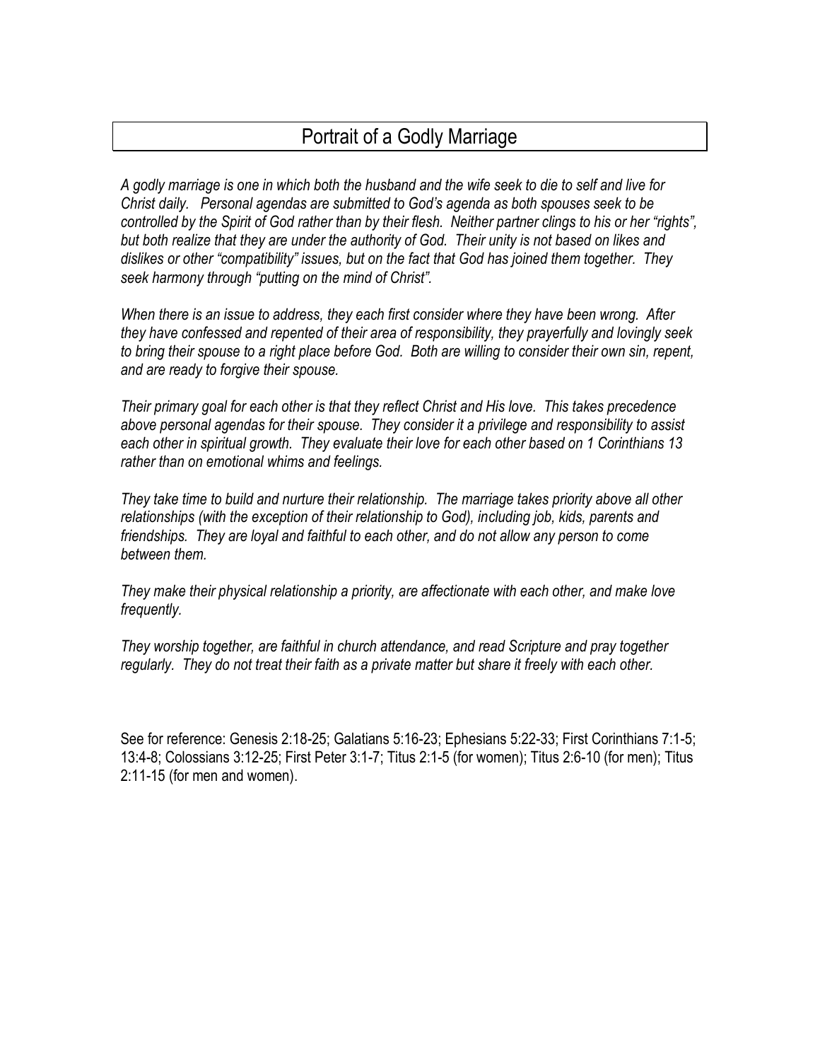# Portrait of a Godly Marriage

*A godly marriage is one in which both the husband and the wife seek to die to self and live for Christ daily. Personal agendas are submitted to God's agenda as both spouses seek to be controlled by the Spirit of God rather than by their flesh. Neither partner clings to his or her "rights", but both realize that they are under the authority of God. Their unity is not based on likes and dislikes or other "compatibility" issues, but on the fact that God has joined them together. They seek harmony through "putting on the mind of Christ".*

*When there is an issue to address, they each first consider where they have been wrong. After they have confessed and repented of their area of responsibility, they prayerfully and lovingly seek to bring their spouse to a right place before God. Both are willing to consider their own sin, repent, and are ready to forgive their spouse.*

*Their primary goal for each other is that they reflect Christ and His love. This takes precedence above personal agendas for their spouse. They consider it a privilege and responsibility to assist each other in spiritual growth. They evaluate their love for each other based on 1 Corinthians 13 rather than on emotional whims and feelings.*

*They take time to build and nurture their relationship. The marriage takes priority above all other relationships (with the exception of their relationship to God), including job, kids, parents and friendships. They are loyal and faithful to each other, and do not allow any person to come between them.*

*They make their physical relationship a priority, are affectionate with each other, and make love frequently.*

*They worship together, are faithful in church attendance, and read Scripture and pray together regularly. They do not treat their faith as a private matter but share it freely with each other.*

See for reference: Genesis 2:18-25; Galatians 5:16-23; Ephesians 5:22-33; First Corinthians 7:1-5; 13:4-8; Colossians 3:12-25; First Peter 3:1-7; Titus 2:1-5 (for women); Titus 2:6-10 (for men); Titus 2:11-15 (for men and women).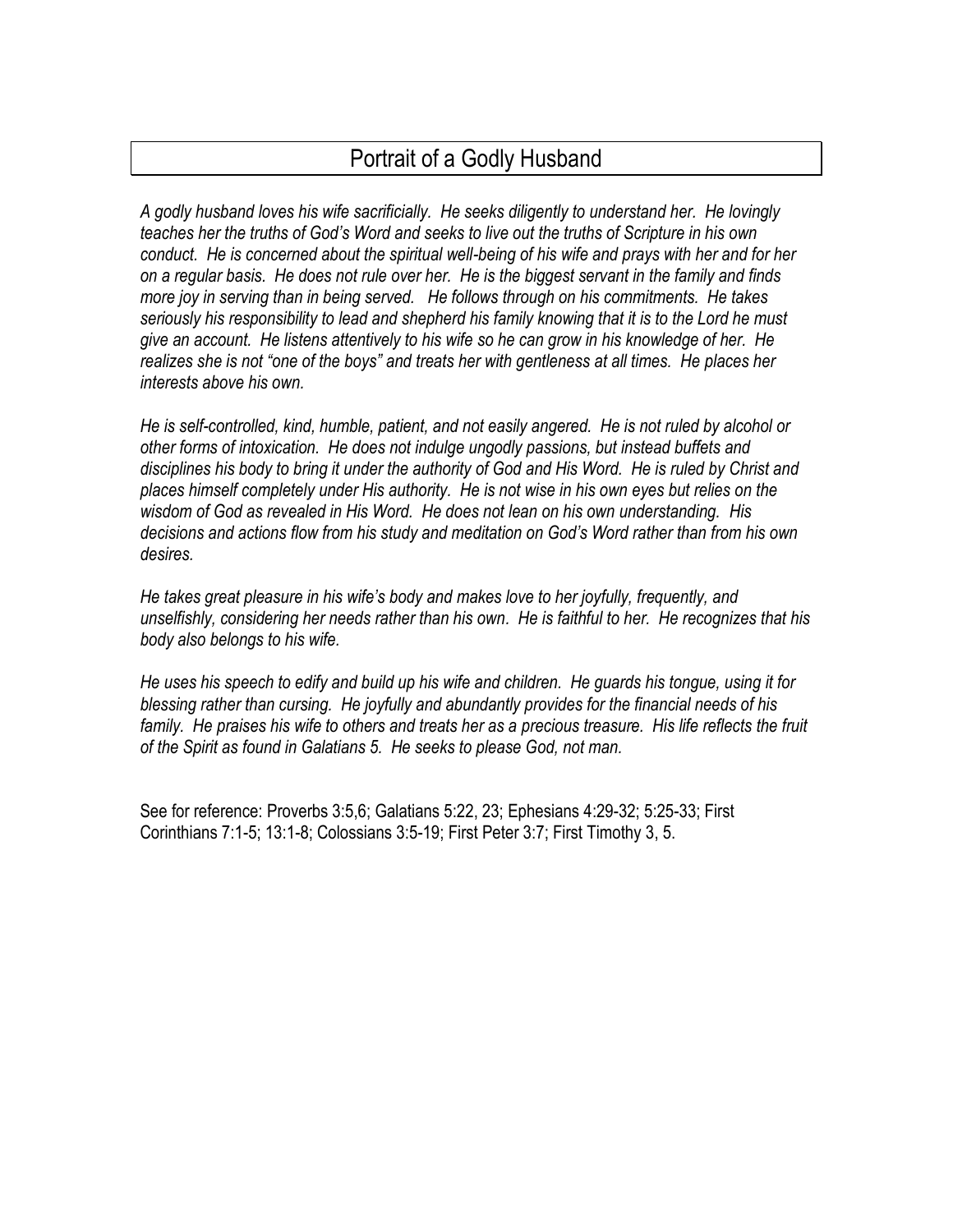# Portrait of a Godly Husband

*A godly husband loves his wife sacrificially. He seeks diligently to understand her. He lovingly teaches her the truths of God's Word and seeks to live out the truths of Scripture in his own conduct. He is concerned about the spiritual well-being of his wife and prays with her and for her on a regular basis. He does not rule over her. He is the biggest servant in the family and finds more joy in serving than in being served. He follows through on his commitments. He takes seriously his responsibility to lead and shepherd his family knowing that it is to the Lord he must give an account. He listens attentively to his wife so he can grow in his knowledge of her. He realizes she is not "one of the boys" and treats her with gentleness at all times. He places her interests above his own.*

*He is self-controlled, kind, humble, patient, and not easily angered. He is not ruled by alcohol or other forms of intoxication. He does not indulge ungodly passions, but instead buffets and disciplines his body to bring it under the authority of God and His Word. He is ruled by Christ and places himself completely under His authority. He is not wise in his own eyes but relies on the wisdom of God as revealed in His Word. He does not lean on his own understanding. His decisions and actions flow from his study and meditation on God's Word rather than from his own desires.*

*He takes great pleasure in his wife's body and makes love to her joyfully, frequently, and unselfishly, considering her needs rather than his own. He is faithful to her. He recognizes that his body also belongs to his wife.*

*He uses his speech to edify and build up his wife and children. He guards his tongue, using it for blessing rather than cursing. He joyfully and abundantly provides for the financial needs of his family. He praises his wife to others and treats her as a precious treasure. His life reflects the fruit of the Spirit as found in Galatians 5. He seeks to please God, not man.*

See for reference: Proverbs 3:5,6; Galatians 5:22, 23; Ephesians 4:29-32; 5:25-33; First Corinthians 7:1-5; 13:1-8; Colossians 3:5-19; First Peter 3:7; First Timothy 3, 5.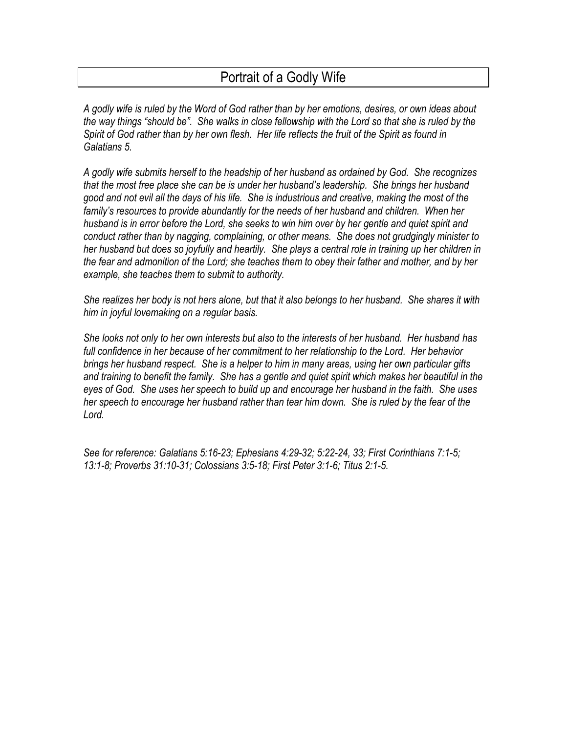# Portrait of a Godly Wife

*A godly wife is ruled by the Word of God rather than by her emotions, desires, or own ideas about the way things "should be". She walks in close fellowship with the Lord so that she is ruled by the Spirit of God rather than by her own flesh. Her life reflects the fruit of the Spirit as found in Galatians 5.*

*A godly wife submits herself to the headship of her husband as ordained by God. She recognizes that the most free place she can be is under her husband's leadership. She brings her husband good and not evil all the days of his life. She is industrious and creative, making the most of the family's resources to provide abundantly for the needs of her husband and children. When her husband is in error before the Lord, she seeks to win him over by her gentle and quiet spirit and conduct rather than by nagging, complaining, or other means. She does not grudgingly minister to her husband but does so joyfully and heartily. She plays a central role in training up her children in the fear and admonition of the Lord; she teaches them to obey their father and mother, and by her example, she teaches them to submit to authority.*

*She realizes her body is not hers alone, but that it also belongs to her husband. She shares it with him in joyful lovemaking on a regular basis.*

*She looks not only to her own interests but also to the interests of her husband. Her husband has full confidence in her because of her commitment to her relationship to the Lord. Her behavior brings her husband respect. She is a helper to him in many areas, using her own particular gifts and training to benefit the family. She has a gentle and quiet spirit which makes her beautiful in the eyes of God. She uses her speech to build up and encourage her husband in the faith. She uses her speech to encourage her husband rather than tear him down. She is ruled by the fear of the Lord.*

*See for reference: Galatians 5:16-23; Ephesians 4:29-32; 5:22-24, 33; First Corinthians 7:1-5; 13:1-8; Proverbs 31:10-31; Colossians 3:5-18; First Peter 3:1-6; Titus 2:1-5.*